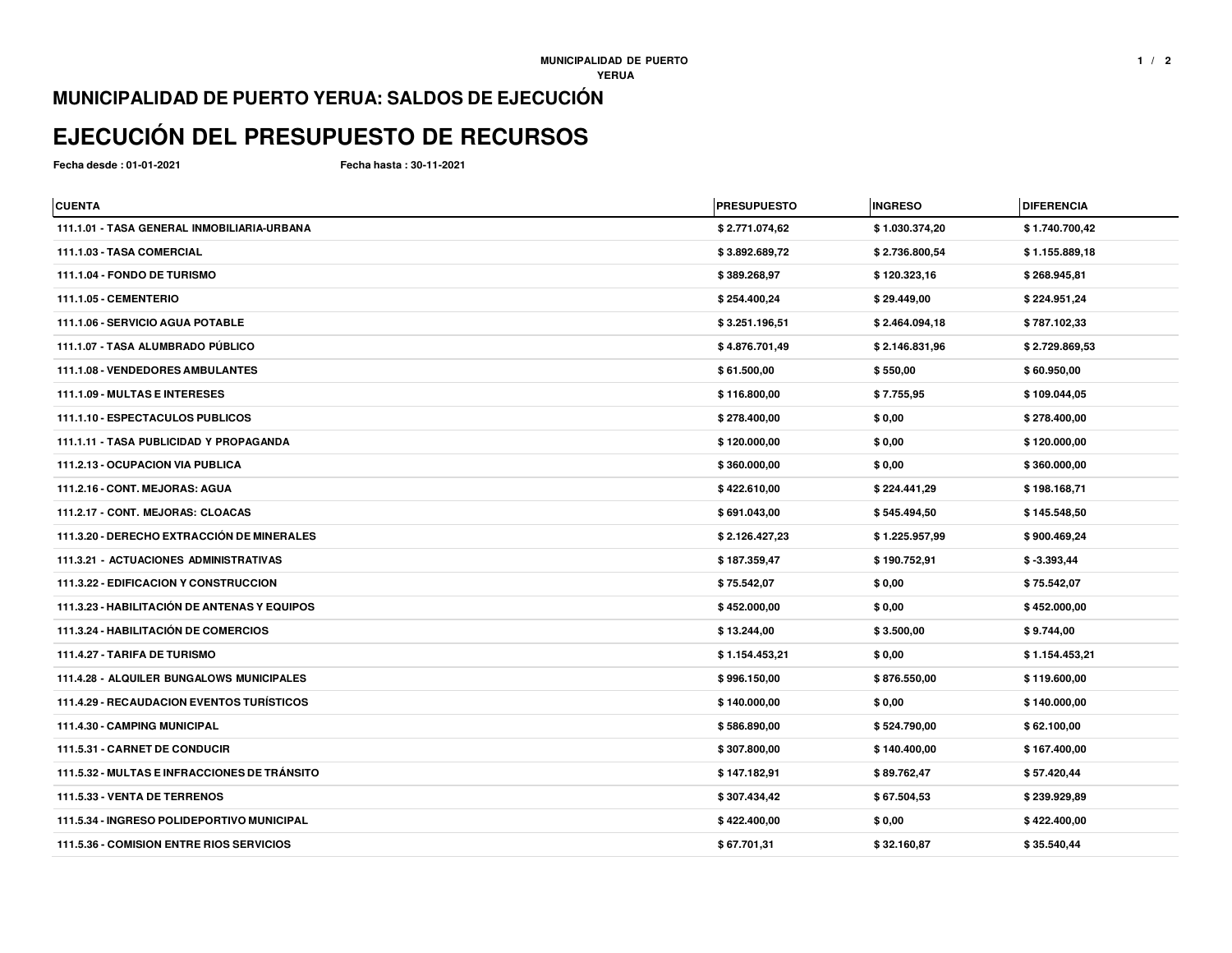## MUNICIPALIDAD DE PUERTO YERUA: SALDOS DE EJECUCIÓN

# EJECUCIÓN DEL PRESUPUESTO DE RECURSOS

**Fecha desde : 01-01-2021** **Fecha hasta : 30-11-2021**

| CUENTA | PRESUPUESTO | INGRESO | DIFERENCIA |
|---|---|---|---|
| 111.1.01 - TASA GENERAL INMOBILIARIA-URBANA | $ 2.771.074,62 | $ 1.030.374,20 | $ 1.740.700,42 |
| 111.1.03 - TASA COMERCIAL | $ 3.892.689,72 | $ 2.736.800,54 | $ 1.155.889,18 |
| 111.1.04 - FONDO DE TURISMO | $ 389.268,97 | $ 120.323,16 | $ 268.945,81 |
| 111.1.05 - CEMENTERIO | $ 254.400,24 | $ 29.449,00 | $ 224.951,24 |
| 111.1.06 - SERVICIO AGUA POTABLE | $ 3.251.196,51 | $ 2.464.094,18 | $ 787.102,33 |
| 111.1.07 - TASA ALUMBRADO PÚBLICO | $ 4.876.701,49 | $ 2.146.831,96 | $ 2.729.869,53 |
| 111.1.08 - VENDEDORES AMBULANTES | $ 61.500,00 | $ 550,00 | $ 60.950,00 |
| 111.1.09 - MULTAS E INTERESES | $ 116.800,00 | $ 7.755,95 | $ 109.044,05 |
| 111.1.10 - ESPECTACULOS PUBLICOS | $ 278.400,00 | $ 0,00 | $ 278.400,00 |
| 111.1.11 - TASA PUBLICIDAD Y PROPAGANDA | $ 120.000,00 | $ 0,00 | $ 120.000,00 |
| 111.2.13 - OCUPACION VIA PUBLICA | $ 360.000,00 | $ 0,00 | $ 360.000,00 |
| 111.2.16 - CONT. MEJORAS: AGUA | $ 422.610,00 | $ 224.441,29 | $ 198.168,71 |
| 111.2.17 - CONT. MEJORAS: CLOACAS | $ 691.043,00 | $ 545.494,50 | $ 145.548,50 |
| 111.3.20 - DERECHO EXTRACCIÓN DE MINERALES | $ 2.126.427,23 | $ 1.225.957,99 | $ 900.469,24 |
| 111.3.21 - ACTUACIONES ADMINISTRATIVAS | $ 187.359,47 | $ 190.752,91 | $ -3.393,44 |
| 111.3.22 - EDIFICACION Y CONSTRUCCION | $ 75.542,07 | $ 0,00 | $ 75.542,07 |
| 111.3.23 - HABILITACIÓN DE ANTENAS Y EQUIPOS | $ 452.000,00 | $ 0,00 | $ 452.000,00 |
| 111.3.24 - HABILITACIÓN DE COMERCIOS | $ 13.244,00 | $ 3.500,00 | $ 9.744,00 |
| 111.4.27 - TARIFA DE TURISMO | $ 1.154.453,21 | $ 0,00 | $ 1.154.453,21 |
| 111.4.28 - ALQUILER BUNGALOWS MUNICIPALES | $ 996.150,00 | $ 876.550,00 | $ 119.600,00 |
| 111.4.29 - RECAUDACION EVENTOS TURÍSTICOS | $ 140.000,00 | $ 0,00 | $ 140.000,00 |
| 111.4.30 - CAMPING MUNICIPAL | $ 586.890,00 | $ 524.790,00 | $ 62.100,00 |
| 111.5.31 - CARNET DE CONDUCIR | $ 307.800,00 | $ 140.400,00 | $ 167.400,00 |
| 111.5.32 - MULTAS E INFRACCIONES DE TRÁNSITO | $ 147.182,91 | $ 89.762,47 | $ 57.420,44 |
| 111.5.33 - VENTA DE TERRENOS | $ 307.434,42 | $ 67.504,53 | $ 239.929,89 |
| 111.5.34 - INGRESO POLIDEPORTIVO MUNICIPAL | $ 422.400,00 | $ 0,00 | $ 422.400,00 |
| 111.5.36 - COMISION ENTRE RIOS SERVICIOS | $ 67.701,31 | $ 32.160,87 | $ 35.540,44 |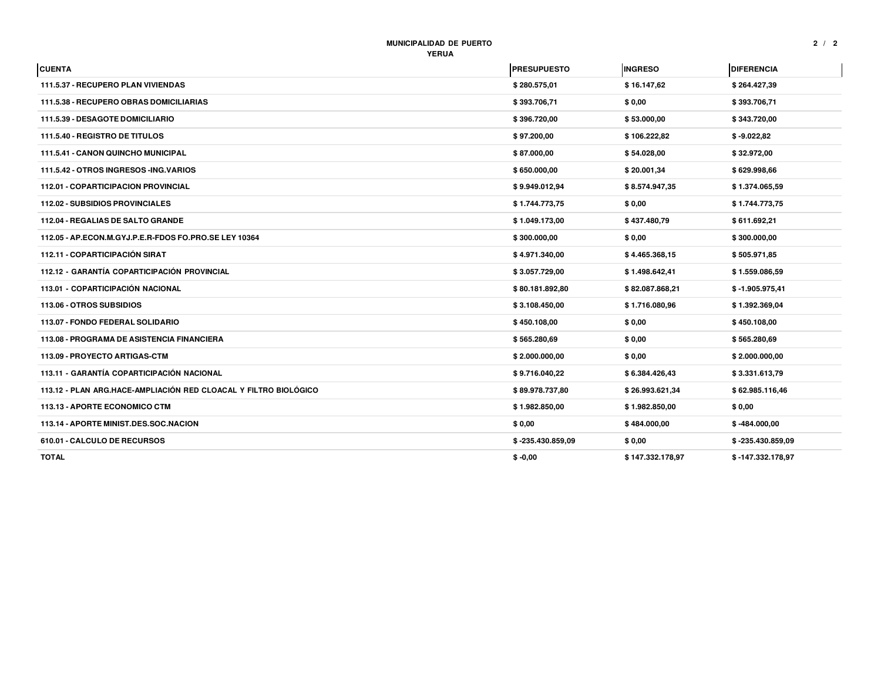MUNICIPALIDAD DE PUERTO YERUA

| CUENTA | PRESUPUESTO | INGRESO | DIFERENCIA |
|---|---|---|---|
| 111.5.37 - RECUPERO PLAN VIVIENDAS | $ 280.575,01 | $ 16.147,62 | $ 264.427,39 |
| 111.5.38 - RECUPERO OBRAS DOMICILIARIAS | $ 393.706,71 | $ 0,00 | $ 393.706,71 |
| 111.5.39 - DESAGOTE DOMICILIARIO | $ 396.720,00 | $ 53.000,00 | $ 343.720,00 |
| 111.5.40 - REGISTRO DE TITULOS | $ 97.200,00 | $ 106.222,82 | $ -9.022,82 |
| 111.5.41 - CANON QUINCHO MUNICIPAL | $ 87.000,00 | $ 54.028,00 | $ 32.972,00 |
| 111.5.42 - OTROS INGRESOS -ING.VARIOS | $ 650.000,00 | $ 20.001,34 | $ 629.998,66 |
| 112.01 - COPARTICIPACION PROVINCIAL | $ 9.949.012,94 | $ 8.574.947,35 | $ 1.374.065,59 |
| 112.02 - SUBSIDIOS PROVINCIALES | $ 1.744.773,75 | $ 0,00 | $ 1.744.773,75 |
| 112.04 - REGALIAS DE SALTO GRANDE | $ 1.049.173,00 | $ 437.480,79 | $ 611.692,21 |
| 112.05 - AP.ECON.M.GYJ.P.E.R-FDOS FO.PRO.SE LEY 10364 | $ 300.000,00 | $ 0,00 | $ 300.000,00 |
| 112.11 - COPARTICIPACIÓN SIRAT | $ 4.971.340,00 | $ 4.465.368,15 | $ 505.971,85 |
| 112.12 - GARANTÍA COPARTICIPACIÓN PROVINCIAL | $ 3.057.729,00 | $ 1.498.642,41 | $ 1.559.086,59 |
| 113.01 - COPARTICIPACIÓN NACIONAL | $ 80.181.892,80 | $ 82.087.868,21 | $ -1.905.975,41 |
| 113.06 - OTROS SUBSIDIOS | $ 3.108.450,00 | $ 1.716.080,96 | $ 1.392.369,04 |
| 113.07 - FONDO FEDERAL SOLIDARIO | $ 450.108,00 | $ 0,00 | $ 450.108,00 |
| 113.08 - PROGRAMA DE ASISTENCIA FINANCIERA | $ 565.280,69 | $ 0,00 | $ 565.280,69 |
| 113.09 - PROYECTO ARTIGAS-CTM | $ 2.000.000,00 | $ 0,00 | $ 2.000.000,00 |
| 113.11 - GARANTÍA COPARTICIPACIÓN NACIONAL | $ 9.716.040,22 | $ 6.384.426,43 | $ 3.331.613,79 |
| 113.12 - PLAN ARG.HACE-AMPLIACIÓN RED CLOACAL Y FILTRO BIOLÓGICO | $ 89.978.737,80 | $ 26.993.621,34 | $ 62.985.116,46 |
| 113.13 - APORTE ECONOMICO CTM | $ 1.982.850,00 | $ 1.982.850,00 | $ 0,00 |
| 113.14 - APORTE MINIST.DES.SOC.NACION | $ 0,00 | $ 484.000,00 | $ -484.000,00 |
| 610.01 - CALCULO DE RECURSOS | $ -235.430.859,09 | $ 0,00 | $ -235.430.859,09 |
| TOTAL | $ -0,00 | $ 147.332.178,97 | $ -147.332.178,97 |